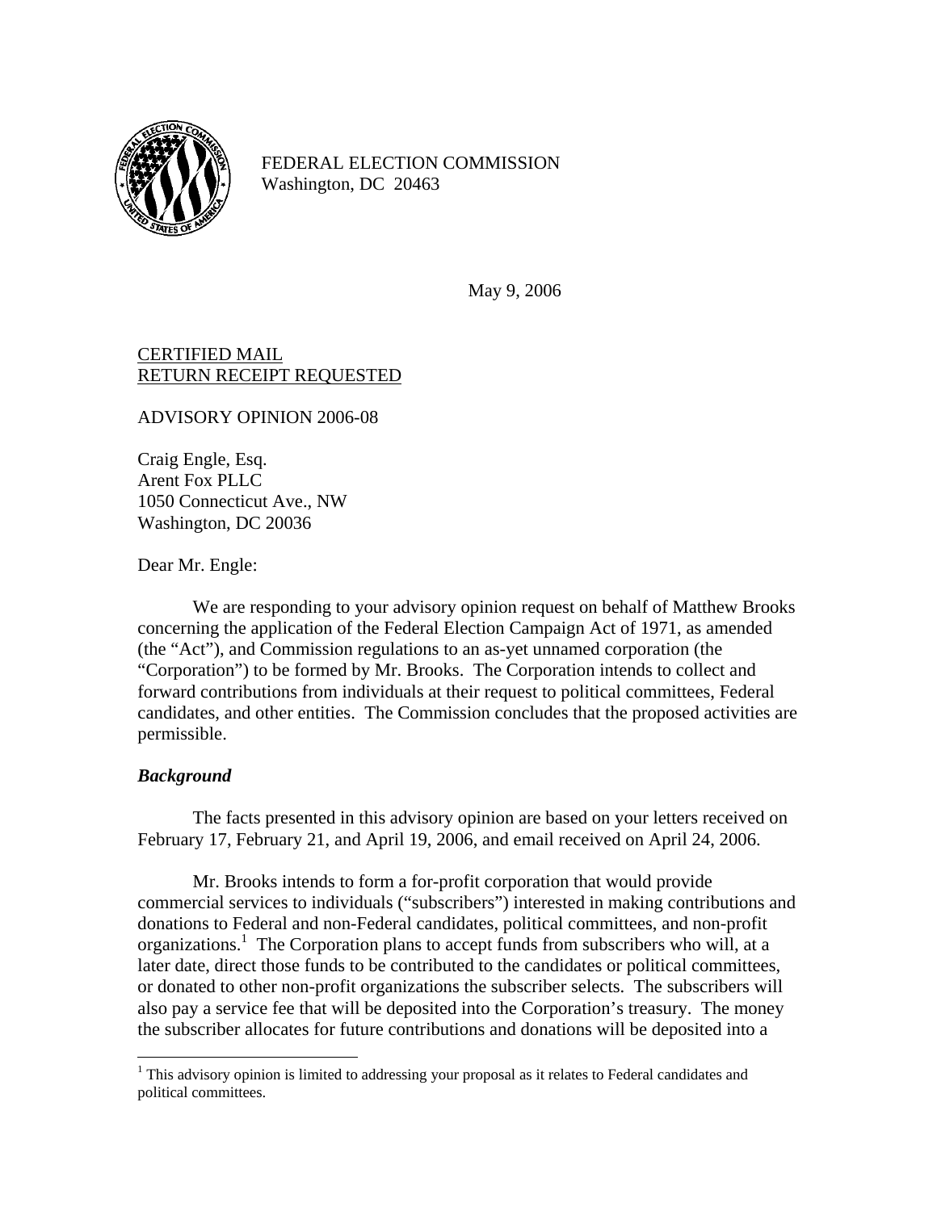FEDERAL ELECTION COMMISSION
Washington, DC 20463

May 9, 2006

<u>CERTIFIED MAIL</u>
<u>RETURN RECEIPT REQUESTED</u>

ADVISORY OPINION 2006-08

Craig Engle, Esq.
Arent Fox PLLC
1050 Connecticut Ave., NW
Washington, DC 20036

Dear Mr. Engle:

We are responding to your advisory opinion request on behalf of Matthew Brooks concerning the application of the Federal Election Campaign Act of 1971, as amended (the "Act"), and Commission regulations to an as-yet unnamed corporation (the "Corporation") to be formed by Mr. Brooks. The Corporation intends to collect and forward contributions from individuals at their request to political committees, Federal candidates, and other entities. The Commission concludes that the proposed activities are permissible.

***Background***

The facts presented in this advisory opinion are based on your letters received on February 17, February 21, and April 19, 2006, and email received on April 24, 2006.

Mr. Brooks intends to form a for-profit corporation that would provide commercial services to individuals ("subscribers") interested in making contributions and donations to Federal and non-Federal candidates, political committees, and non-profit organizations.[1] The Corporation plans to accept funds from subscribers who will, at a later date, direct those funds to be contributed to the candidates or political committees, or donated to other non-profit organizations the subscriber selects. The subscribers will also pay a service fee that will be deposited into the Corporation's treasury. The money the subscriber allocates for future contributions and donations will be deposited into a

[1] This advisory opinion is limited to addressing your proposal as it relates to Federal candidates and political committees.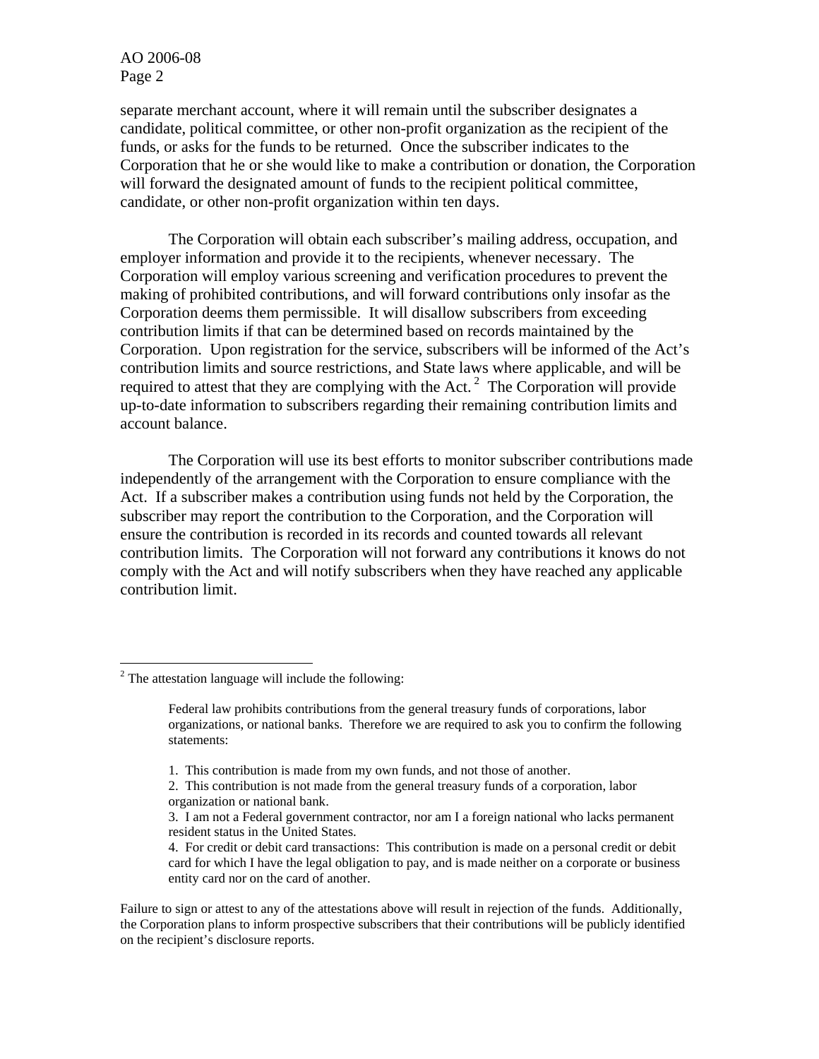separate merchant account, where it will remain until the subscriber designates a candidate, political committee, or other non-profit organization as the recipient of the funds, or asks for the funds to be returned. Once the subscriber indicates to the Corporation that he or she would like to make a contribution or donation, the Corporation will forward the designated amount of funds to the recipient political committee, candidate, or other non-profit organization within ten days.

The Corporation will obtain each subscriber's mailing address, occupation, and employer information and provide it to the recipients, whenever necessary. The Corporation will employ various screening and verification procedures to prevent the making of prohibited contributions, and will forward contributions only insofar as the Corporation deems them permissible. It will disallow subscribers from exceeding contribution limits if that can be determined based on records maintained by the Corporation. Upon registration for the service, subscribers will be informed of the Act's contribution limits and source restrictions, and State laws where applicable, and will be required to attest that they are complying with the Act.[2] The Corporation will provide up-to-date information to subscribers regarding their remaining contribution limits and account balance.

The Corporation will use its best efforts to monitor subscriber contributions made independently of the arrangement with the Corporation to ensure compliance with the Act. If a subscriber makes a contribution using funds not held by the Corporation, the subscriber may report the contribution to the Corporation, and the Corporation will ensure the contribution is recorded in its records and counted towards all relevant contribution limits. The Corporation will not forward any contributions it knows do not comply with the Act and will notify subscribers when they have reached any applicable contribution limit.

---

[2] The attestation language will include the following:

> Federal law prohibits contributions from the general treasury funds of corporations, labor organizations, or national banks. Therefore we are required to ask you to confirm the following statements:
>
> 1. This contribution is made from my own funds, and not those of another.
> 2. This contribution is not made from the general treasury funds of a corporation, labor organization or national bank.
> 3. I am not a Federal government contractor, nor am I a foreign national who lacks permanent resident status in the United States.
> 4. For credit or debit card transactions: This contribution is made on a personal credit or debit card for which I have the legal obligation to pay, and is made neither on a corporate or business entity card nor on the card of another.

Failure to sign or attest to any of the attestations above will result in rejection of the funds. Additionally, the Corporation plans to inform prospective subscribers that their contributions will be publicly identified on the recipient's disclosure reports.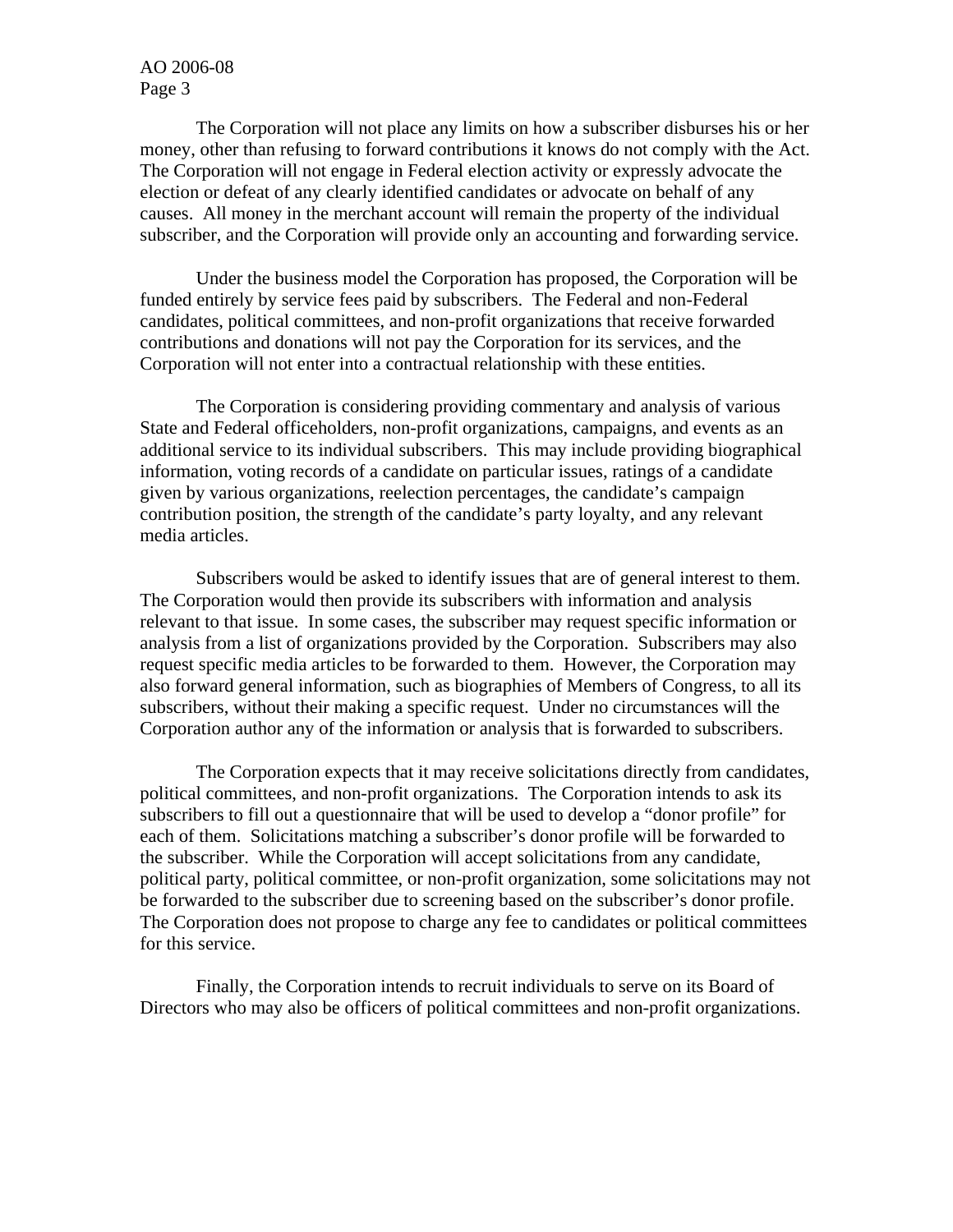The Corporation will not place any limits on how a subscriber disburses his or her money, other than refusing to forward contributions it knows do not comply with the Act. The Corporation will not engage in Federal election activity or expressly advocate the election or defeat of any clearly identified candidates or advocate on behalf of any causes. All money in the merchant account will remain the property of the individual subscriber, and the Corporation will provide only an accounting and forwarding service.

Under the business model the Corporation has proposed, the Corporation will be funded entirely by service fees paid by subscribers. The Federal and non-Federal candidates, political committees, and non-profit organizations that receive forwarded contributions and donations will not pay the Corporation for its services, and the Corporation will not enter into a contractual relationship with these entities.

The Corporation is considering providing commentary and analysis of various State and Federal officeholders, non-profit organizations, campaigns, and events as an additional service to its individual subscribers. This may include providing biographical information, voting records of a candidate on particular issues, ratings of a candidate given by various organizations, reelection percentages, the candidate's campaign contribution position, the strength of the candidate's party loyalty, and any relevant media articles.

Subscribers would be asked to identify issues that are of general interest to them. The Corporation would then provide its subscribers with information and analysis relevant to that issue. In some cases, the subscriber may request specific information or analysis from a list of organizations provided by the Corporation. Subscribers may also request specific media articles to be forwarded to them. However, the Corporation may also forward general information, such as biographies of Members of Congress, to all its subscribers, without their making a specific request. Under no circumstances will the Corporation author any of the information or analysis that is forwarded to subscribers.

The Corporation expects that it may receive solicitations directly from candidates, political committees, and non-profit organizations. The Corporation intends to ask its subscribers to fill out a questionnaire that will be used to develop a "donor profile" for each of them. Solicitations matching a subscriber's donor profile will be forwarded to the subscriber. While the Corporation will accept solicitations from any candidate, political party, political committee, or non-profit organization, some solicitations may not be forwarded to the subscriber due to screening based on the subscriber's donor profile. The Corporation does not propose to charge any fee to candidates or political committees for this service.

Finally, the Corporation intends to recruit individuals to serve on its Board of Directors who may also be officers of political committees and non-profit organizations.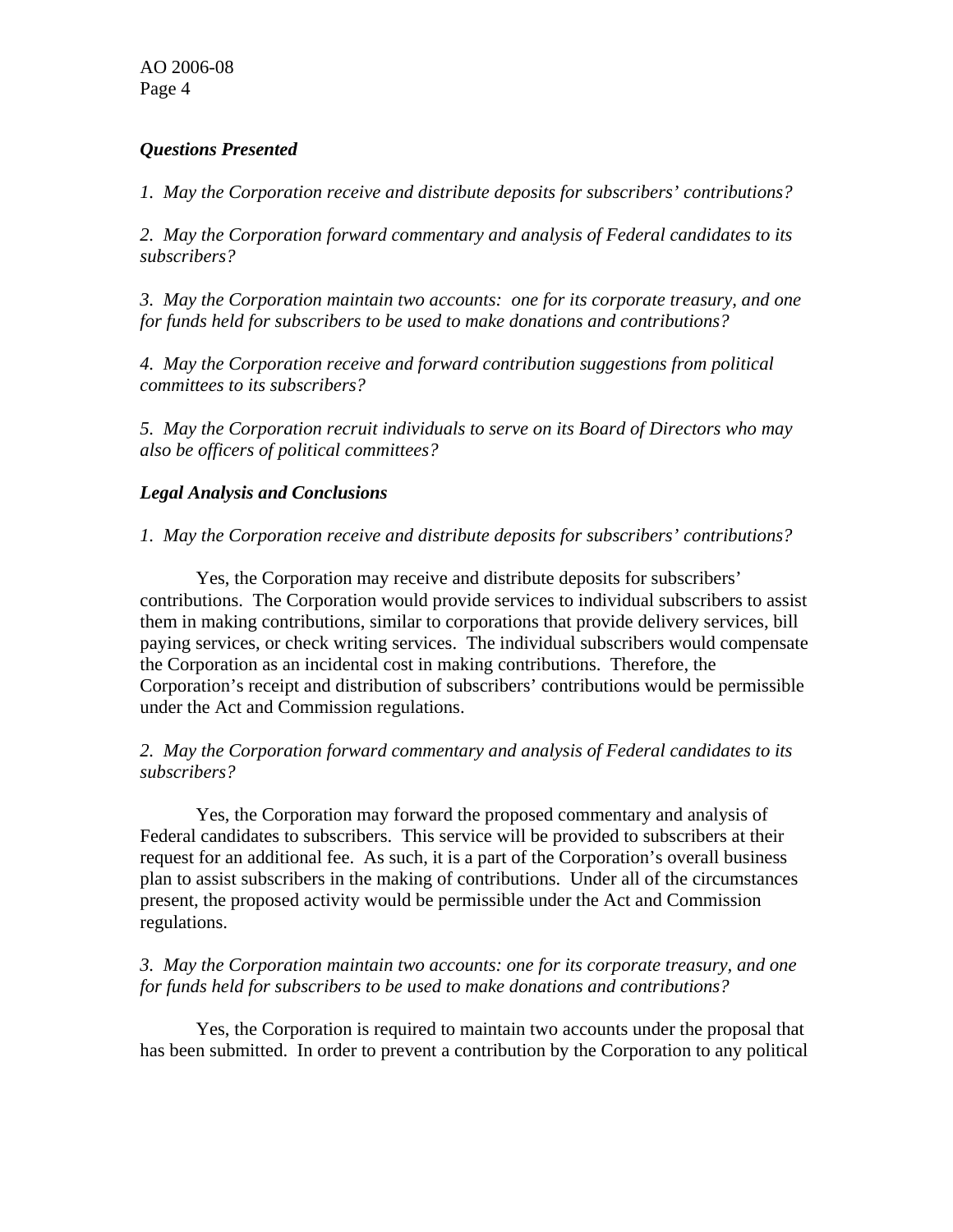***Questions Presented***

*1. May the Corporation receive and distribute deposits for subscribers' contributions?*

*2. May the Corporation forward commentary and analysis of Federal candidates to its subscribers?*

*3. May the Corporation maintain two accounts: one for its corporate treasury, and one for funds held for subscribers to be used to make donations and contributions?*

*4. May the Corporation receive and forward contribution suggestions from political committees to its subscribers?*

*5. May the Corporation recruit individuals to serve on its Board of Directors who may also be officers of political committees?*

***Legal Analysis and Conclusions***

*1. May the Corporation receive and distribute deposits for subscribers' contributions?*

Yes, the Corporation may receive and distribute deposits for subscribers' contributions. The Corporation would provide services to individual subscribers to assist them in making contributions, similar to corporations that provide delivery services, bill paying services, or check writing services. The individual subscribers would compensate the Corporation as an incidental cost in making contributions. Therefore, the Corporation's receipt and distribution of subscribers' contributions would be permissible under the Act and Commission regulations.

*2. May the Corporation forward commentary and analysis of Federal candidates to its subscribers?*

Yes, the Corporation may forward the proposed commentary and analysis of Federal candidates to subscribers. This service will be provided to subscribers at their request for an additional fee. As such, it is a part of the Corporation's overall business plan to assist subscribers in the making of contributions. Under all of the circumstances present, the proposed activity would be permissible under the Act and Commission regulations.

*3. May the Corporation maintain two accounts: one for its corporate treasury, and one for funds held for subscribers to be used to make donations and contributions?*

Yes, the Corporation is required to maintain two accounts under the proposal that has been submitted. In order to prevent a contribution by the Corporation to any political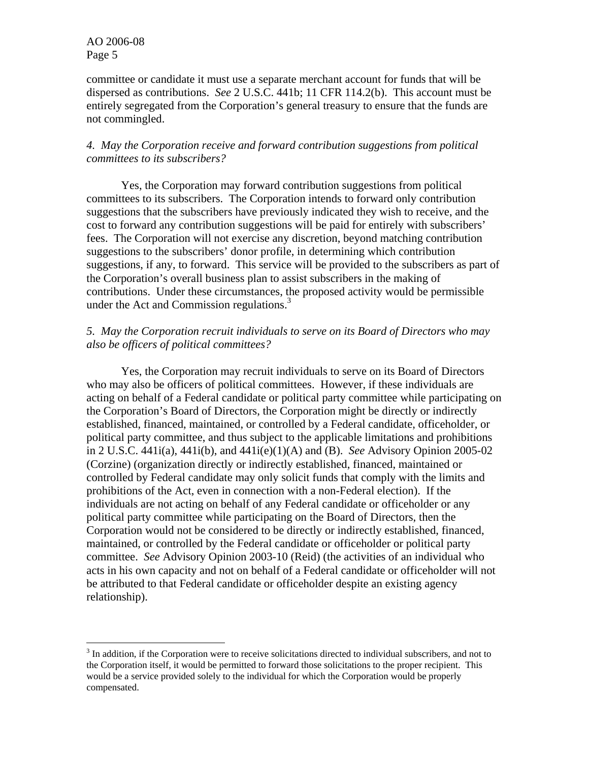committee or candidate it must use a separate merchant account for funds that will be dispersed as contributions. *See* 2 U.S.C. 441b; 11 CFR 114.2(b). This account must be entirely segregated from the Corporation's general treasury to ensure that the funds are not commingled.

*4. May the Corporation receive and forward contribution suggestions from political committees to its subscribers?*

Yes, the Corporation may forward contribution suggestions from political committees to its subscribers. The Corporation intends to forward only contribution suggestions that the subscribers have previously indicated they wish to receive, and the cost to forward any contribution suggestions will be paid for entirely with subscribers' fees. The Corporation will not exercise any discretion, beyond matching contribution suggestions to the subscribers' donor profile, in determining which contribution suggestions, if any, to forward. This service will be provided to the subscribers as part of the Corporation's overall business plan to assist subscribers in the making of contributions. Under these circumstances, the proposed activity would be permissible under the Act and Commission regulations.[3]

*5. May the Corporation recruit individuals to serve on its Board of Directors who may also be officers of political committees?*

Yes, the Corporation may recruit individuals to serve on its Board of Directors who may also be officers of political committees. However, if these individuals are acting on behalf of a Federal candidate or political party committee while participating on the Corporation's Board of Directors, the Corporation might be directly or indirectly established, financed, maintained, or controlled by a Federal candidate, officeholder, or political party committee, and thus subject to the applicable limitations and prohibitions in 2 U.S.C. 441i(a), 441i(b), and 441i(e)(1)(A) and (B). *See* Advisory Opinion 2005-02 (Corzine) (organization directly or indirectly established, financed, maintained or controlled by Federal candidate may only solicit funds that comply with the limits and prohibitions of the Act, even in connection with a non-Federal election). If the individuals are not acting on behalf of any Federal candidate or officeholder or any political party committee while participating on the Board of Directors, then the Corporation would not be considered to be directly or indirectly established, financed, maintained, or controlled by the Federal candidate or officeholder or political party committee. *See* Advisory Opinion 2003-10 (Reid) (the activities of an individual who acts in his own capacity and not on behalf of a Federal candidate or officeholder will not be attributed to that Federal candidate or officeholder despite an existing agency relationship).

---

[3] In addition, if the Corporation were to receive solicitations directed to individual subscribers, and not to the Corporation itself, it would be permitted to forward those solicitations to the proper recipient. This would be a service provided solely to the individual for which the Corporation would be properly compensated.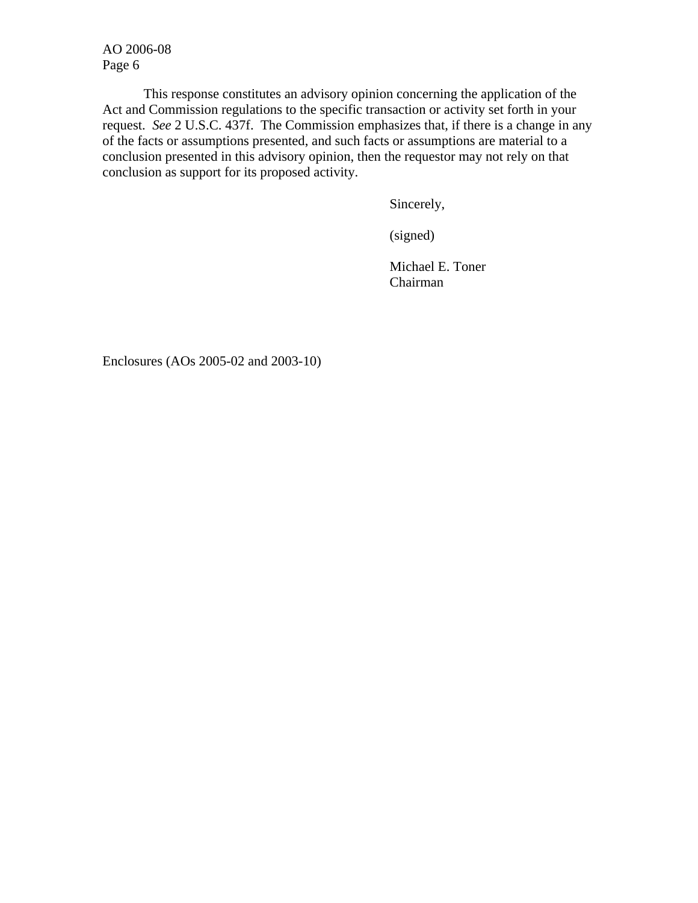This response constitutes an advisory opinion concerning the application of the Act and Commission regulations to the specific transaction or activity set forth in your request. *See* 2 U.S.C. 437f. The Commission emphasizes that, if there is a change in any of the facts or assumptions presented, and such facts or assumptions are material to a conclusion presented in this advisory opinion, then the requestor may not rely on that conclusion as support for its proposed activity.

Sincerely,

(signed)

Michael E. Toner
Chairman

Enclosures (AOs 2005-02 and 2003-10)